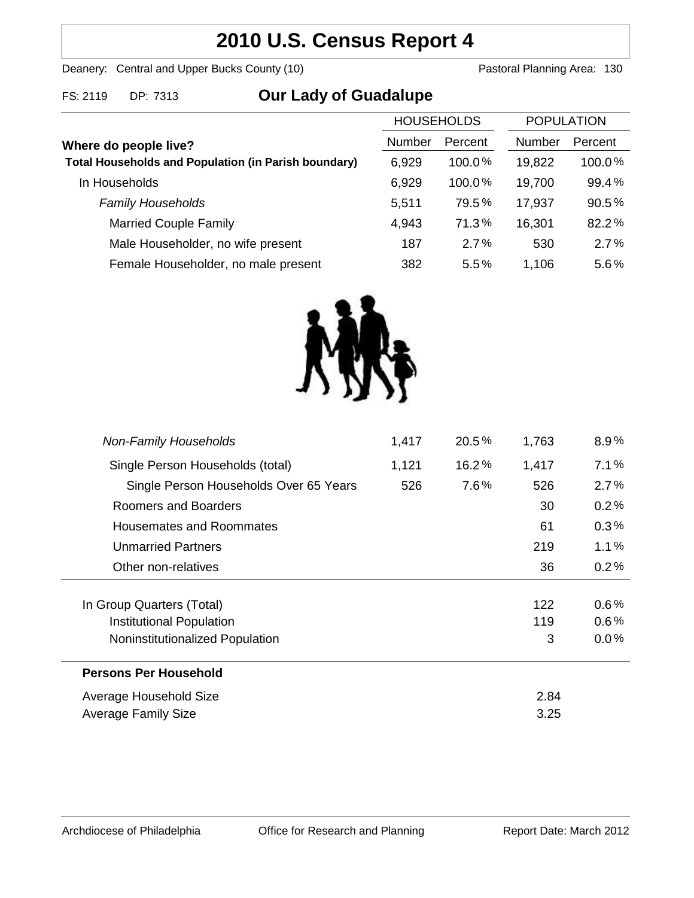# 2010 U.S. Census Report 4

Deanery: Central and Upper Bucks County (10) — Pastoral Planning Area: 130

FS: 2119 DP: 7313

## Our Lady of Guadalupe

| Where do people live? | HOUSEHOLDS Number | HOUSEHOLDS Percent | POPULATION Number | POPULATION Percent |
|---|---|---|---|---|
| **Total Households and Population (in Parish boundary)** | 6,929 | 100.0% | 19,822 | 100.0% |
| In Households | 6,929 | 100.0% | 19,700 | 99.4% |
| *Family Households* | 5,511 | 79.5% | 17,937 | 90.5% |
| Married Couple Family | 4,943 | 71.3% | 16,301 | 82.2% |
| Male Householder, no wife present | 187 | 2.7% | 530 | 2.7% |
| Female Householder, no male present | 382 | 5.5% | 1,106 | 5.6% |
| *Non-Family Households* | 1,417 | 20.5% | 1,763 | 8.9% |
| Single Person Households (total) | 1,121 | 16.2% | 1,417 | 7.1% |
| Single Person Households Over 65 Years | 526 | 7.6% | 526 | 2.7% |
| Roomers and Boarders | | | 30 | 0.2% |
| Housemates and Roommates | | | 61 | 0.3% |
| Unmarried Partners | | | 219 | 1.1% |
| Other non-relatives | | | 36 | 0.2% |
| In Group Quarters (Total) | | | 122 | 0.6% |
| Institutional Population | | | 119 | 0.6% |
| Noninstitutionalized Population | | | 3 | 0.0% |

**Persons Per Household**

| | |
|---|---|
| Average Household Size | 2.84 |
| Average Family Size | 3.25 |

Archdiocese of Philadelphia — Office for Research and Planning — Report Date: March 2012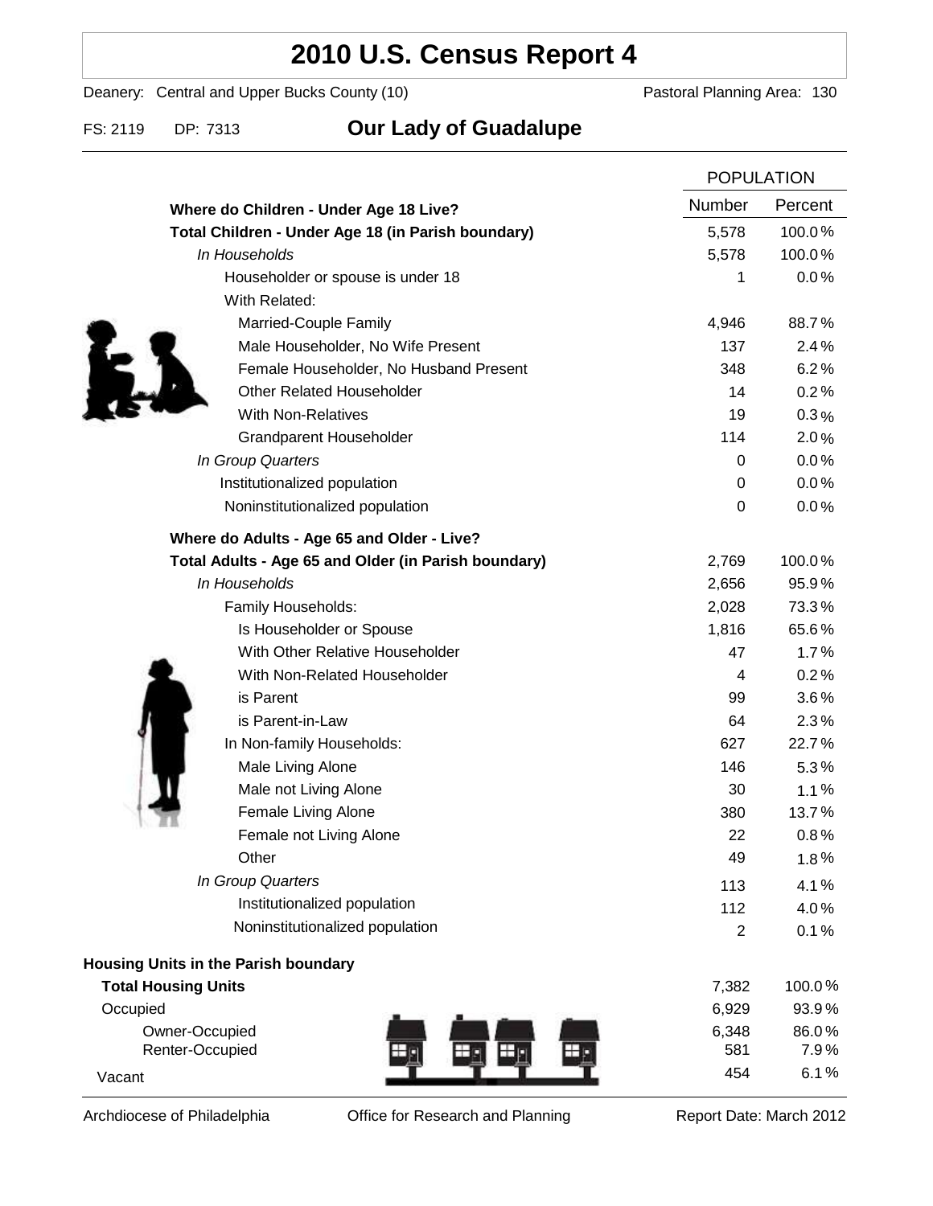# 2010 U.S. Census Report 4

Deanery: Central and Upper Bucks County (10) Pastoral Planning Area: 130

FS: 2119 DP: 7313 **Our Lady of Guadalupe**

| | POPULATION | |
|---|---|---|
| **Where do Children - Under Age 18 Live?** | Number | Percent |
| **Total Children - Under Age 18 (in Parish boundary)** | 5,578 | 100.0% |
| *In Households* | 5,578 | 100.0% |
| Householder or spouse is under 18 | 1 | 0.0% |
| With Related: | | |
| Married-Couple Family | 4,946 | 88.7% |
| Male Householder, No Wife Present | 137 | 2.4% |
| Female Householder, No Husband Present | 348 | 6.2% |
| Other Related Householder | 14 | 0.2% |
| With Non-Relatives | 19 | 0.3% |
| Grandparent Householder | 114 | 2.0% |
| *In Group Quarters* | 0 | 0.0% |
| Institutionalized population | 0 | 0.0% |
| Noninstitutionalized population | 0 | 0.0% |
| **Where do Adults - Age 65 and Older - Live?** | | |
| **Total Adults - Age 65 and Older (in Parish boundary)** | 2,769 | 100.0% |
| *In Households* | 2,656 | 95.9% |
| Family Households: | 2,028 | 73.3% |
| Is Householder or Spouse | 1,816 | 65.6% |
| With Other Relative Householder | 47 | 1.7% |
| With Non-Related Householder | 4 | 0.2% |
| is Parent | 99 | 3.6% |
| is Parent-in-Law | 64 | 2.3% |
| In Non-family Households: | 627 | 22.7% |
| Male Living Alone | 146 | 5.3% |
| Male not Living Alone | 30 | 1.1% |
| Female Living Alone | 380 | 13.7% |
| Female not Living Alone | 22 | 0.8% |
| Other | 49 | 1.8% |
| *In Group Quarters* | 113 | 4.1% |
| Institutionalized population | 112 | 4.0% |
| Noninstitutionalized population | 2 | 0.1% |
| **Housing Units in the Parish boundary** | | |
| **Total Housing Units** | 7,382 | 100.0% |
| Occupied | 6,929 | 93.9% |
| Owner-Occupied | 6,348 | 86.0% |
| Renter-Occupied | 581 | 7.9% |
| Vacant | 454 | 6.1% |

Archdiocese of Philadelphia Office for Research and Planning Report Date: March 2012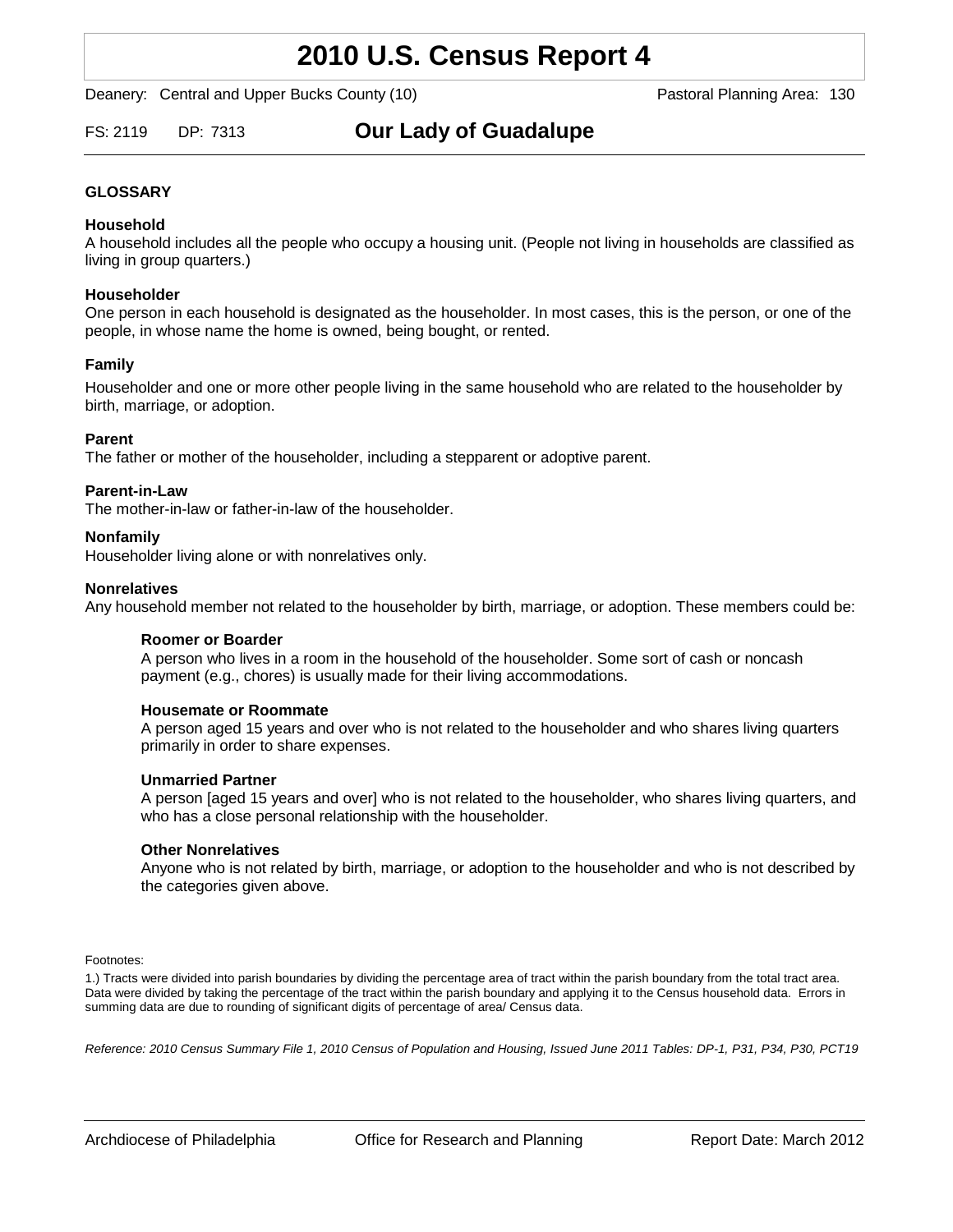# 2010 U.S. Census Report 4

Deanery: Central and Upper Bucks County (10) Pastoral Planning Area: 130

FS: 2119 DP: 7313

## Our Lady of Guadalupe

### GLOSSARY

**Household**
A household includes all the people who occupy a housing unit. (People not living in households are classified as living in group quarters.)

**Householder**
One person in each household is designated as the householder. In most cases, this is the person, or one of the people, in whose name the home is owned, being bought, or rented.

**Family**
Householder and one or more other people living in the same household who are related to the householder by birth, marriage, or adoption.

**Parent**
The father or mother of the householder, including a stepparent or adoptive parent.

**Parent-in-Law**
The mother-in-law or father-in-law of the householder.

**Nonfamily**
Householder living alone or with nonrelatives only.

**Nonrelatives**
Any household member not related to the householder by birth, marriage, or adoption. These members could be:

> **Roomer or Boarder**
> A person who lives in a room in the household of the householder. Some sort of cash or noncash payment (e.g., chores) is usually made for their living accommodations.
>
> **Housemate or Roommate**
> A person aged 15 years and over who is not related to the householder and who shares living quarters primarily in order to share expenses.
>
> **Unmarried Partner**
> A person [aged 15 years and over] who is not related to the householder, who shares living quarters, and who has a close personal relationship with the householder.
>
> **Other Nonrelatives**
> Anyone who is not related by birth, marriage, or adoption to the householder and who is not described by the categories given above.

Footnotes:

1.) Tracts were divided into parish boundaries by dividing the percentage area of tract within the parish boundary from the total tract area. Data were divided by taking the percentage of the tract within the parish boundary and applying it to the Census household data. Errors in summing data are due to rounding of significant digits of percentage of area/ Census data.

*Reference: 2010 Census Summary File 1, 2010 Census of Population and Housing, Issued June 2011 Tables: DP-1, P31, P34, P30, PCT19*

Archdiocese of Philadelphia Office for Research and Planning Report Date: March 2012